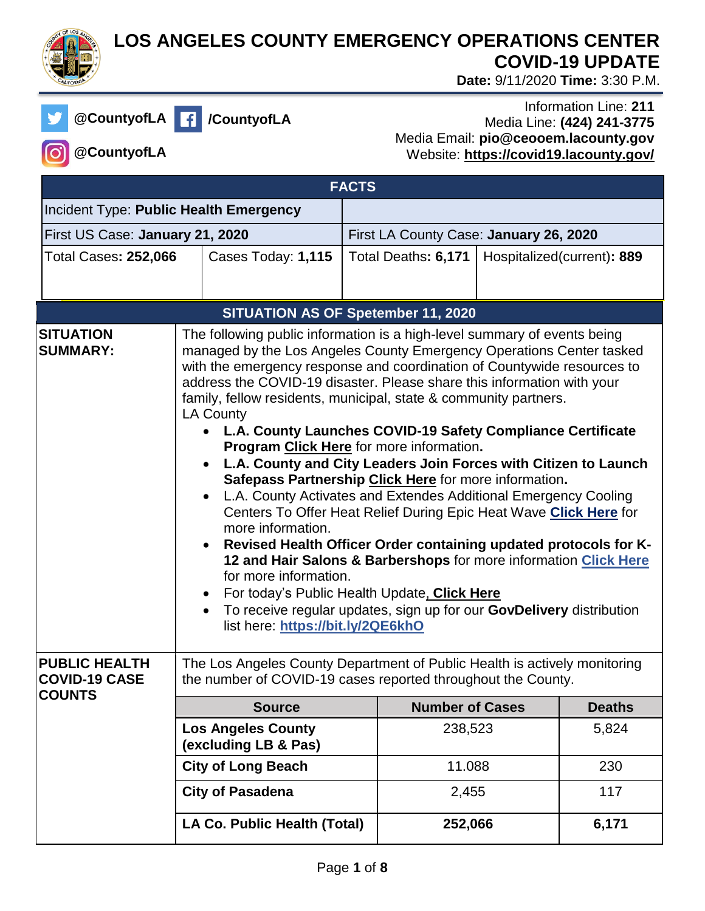# LOS ANGELES COUNTY EMERGENCY OPERATIONS CENTER COVID-19 UPDATE

**Date:** 9/11/2020 **Time:** 3:30 P.M.

**@CountyofLA** **/CountyofLA**

**@CountyofLA**

Information Line: **211**
Media Line: **(424) 241-3775**
Media Email: **pio@ceooem.lacounty.gov**
Website: **https://covid19.lacounty.gov/**

| FACTS | | | |
|---|---|---|---|
| Incident Type: **Public Health Emergency** | | | |
| First US Case: **January 21, 2020** | | First LA County Case: **January 26, 2020** | |
| Total Cases**: 252,066** | Cases Today: **1,115** | Total Deaths**: 6,171** | Hospitalized(current)**: 889** |

## SITUATION AS OF Spetember 11, 2020

**SITUATION SUMMARY:**

The following public information is a high-level summary of events being managed by the Los Angeles County Emergency Operations Center tasked with the emergency response and coordination of Countywide resources to address the COVID-19 disaster. Please share this information with your family, fellow residents, municipal, state & community partners.

LA County

- **L.A. County Launches COVID-19 Safety Compliance Certificate Program Click Here** for more information**.**
- **L.A. County and City Leaders Join Forces with Citizen to Launch Safepass Partnership Click Here** for more information**.**
- L.A. County Activates and Extendes Additional Emergency Cooling Centers To Offer Heat Relief During Epic Heat Wave **Click Here** for more information.
- **Revised Health Officer Order containing updated protocols for K-12 and Hair Salons & Barbershops** for more information **Click Here** for more information.
- For today's Public Health Update**, Click Here**
- To receive regular updates, sign up for our **GovDelivery** distribution list here: **https://bit.ly/2QE6khO**

**PUBLIC HEALTH COVID-19 CASE COUNTS**

The Los Angeles County Department of Public Health is actively monitoring the number of COVID-19 cases reported throughout the County.

| Source | Number of Cases | Deaths |
|---|---|---|
| **Los Angeles County (excluding LB & Pas)** | 238,523 | 5,824 |
| **City of Long Beach** | 11.088 | 230 |
| **City of Pasadena** | 2,455 | 117 |
| **LA Co. Public Health (Total)** | **252,066** | **6,171** |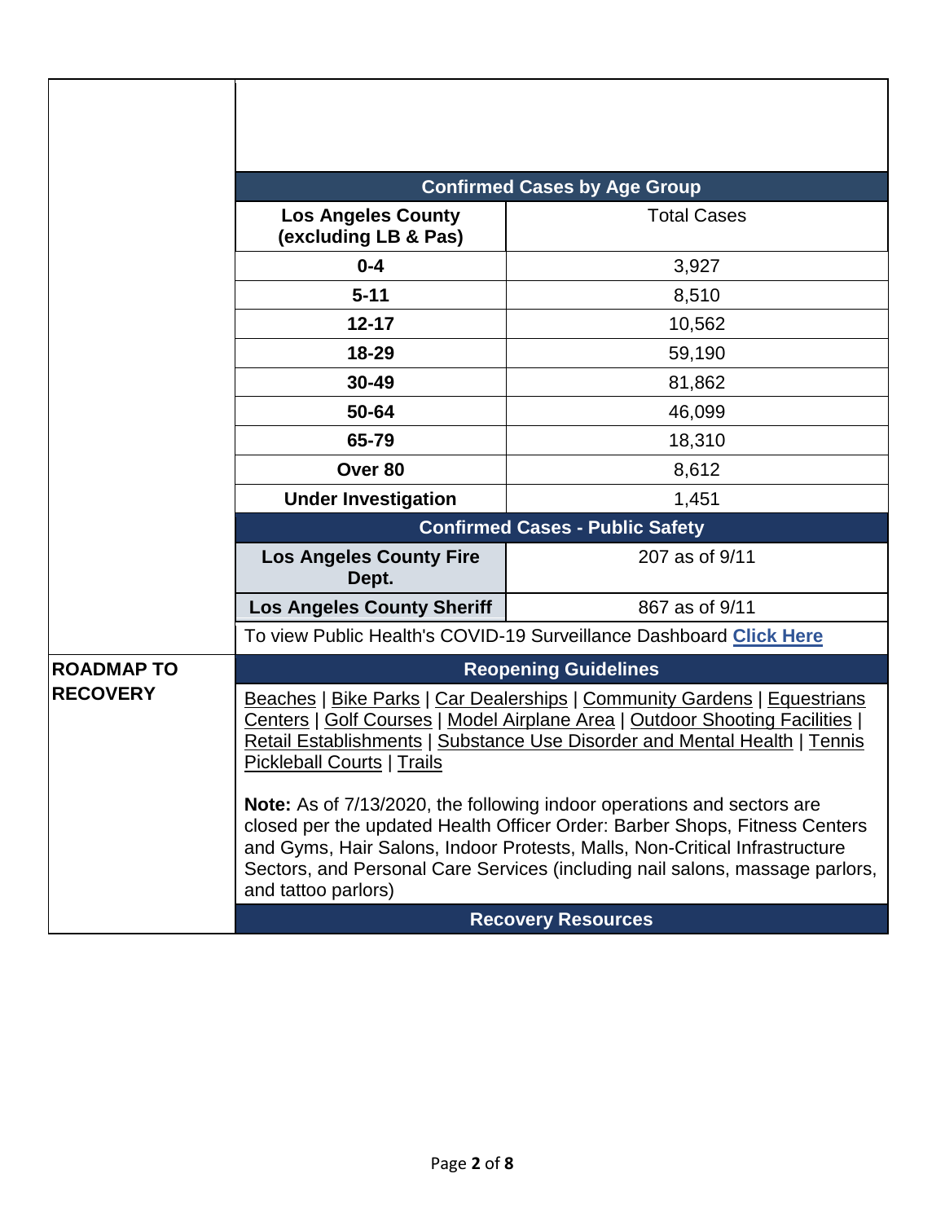### Confirmed Cases by Age Group

| Los Angeles County (excluding LB & Pas) | Total Cases |
|---|---|
| 0-4 | 3,927 |
| 5-11 | 8,510 |
| 12-17 | 10,562 |
| 18-29 | 59,190 |
| 30-49 | 81,862 |
| 50-64 | 46,099 |
| 65-79 | 18,310 |
| Over 80 | 8,612 |
| Under Investigation | 1,451 |

### Confirmed Cases - Public Safety

| | |
|---|---|
| Los Angeles County Fire Dept. | 207 as of 9/11 |
| Los Angeles County Sheriff | 867 as of 9/11 |

To view Public Health's COVID-19 Surveillance Dashboard **Click Here**

## ROADMAP TO RECOVERY

### Reopening Guidelines

Beaches | Bike Parks | Car Dealerships | Community Gardens | Equestrians Centers | Golf Courses | Model Airplane Area | Outdoor Shooting Facilities | Retail Establishments | Substance Use Disorder and Mental Health | Tennis Pickleball Courts | Trails

**Note:** As of 7/13/2020, the following indoor operations and sectors are closed per the updated Health Officer Order: Barber Shops, Fitness Centers and Gyms, Hair Salons, Indoor Protests, Malls, Non-Critical Infrastructure Sectors, and Personal Care Services (including nail salons, massage parlors, and tattoo parlors)

### Recovery Resources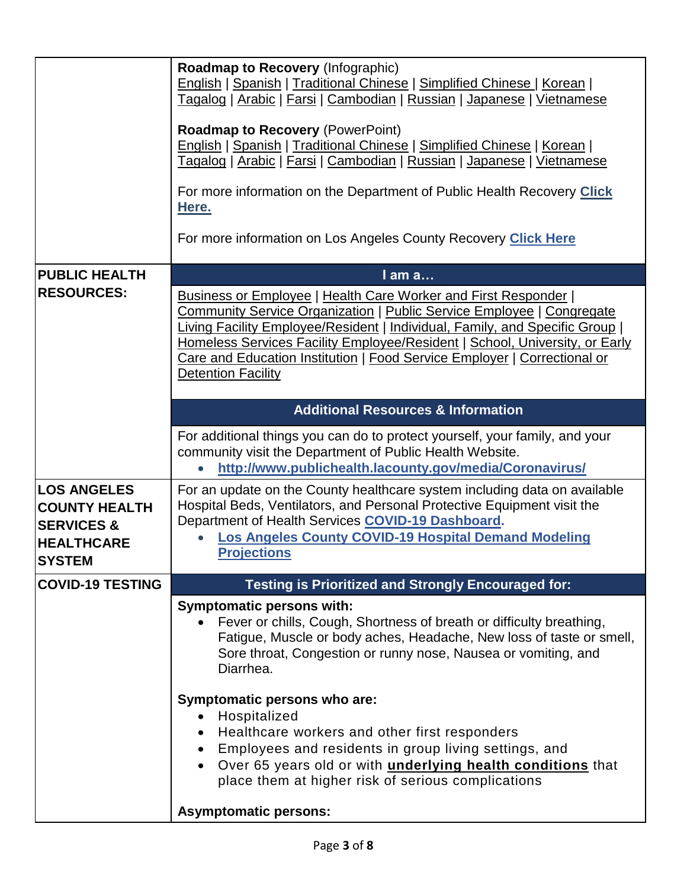| | |
|---|---|
| | **Roadmap to Recovery** (Infographic)<br>English \| Spanish \| Traditional Chinese \| Simplified Chinese \| Korean \| Tagalog \| Arabic \| Farsi \| Cambodian \| Russian \| Japanese \| Vietnamese<br><br>**Roadmap to Recovery** (PowerPoint)<br>English \| Spanish \| Traditional Chinese \| Simplified Chinese \| Korean \| Tagalog \| Arabic \| Farsi \| Cambodian \| Russian \| Japanese \| Vietnamese<br><br>For more information on the Department of Public Health Recovery **Click Here.**<br><br>For more information on Los Angeles County Recovery **Click Here** |
| **PUBLIC HEALTH RESOURCES:** | **I am a…** |
| | Business or Employee \| Health Care Worker and First Responder \| Community Service Organization \| Public Service Employee \| Congregate Living Facility Employee/Resident \| Individual, Family, and Specific Group \| Homeless Services Facility Employee/Resident \| School, University, or Early Care and Education Institution \| Food Service Employer \| Correctional or Detention Facility |
| | **Additional Resources & Information** |
| | For additional things you can do to protect yourself, your family, and your community visit the Department of Public Health Website.<br>• **http://www.publichealth.lacounty.gov/media/Coronavirus/** |
| **LOS ANGELES COUNTY HEALTH SERVICES & HEALTHCARE SYSTEM** | For an update on the County healthcare system including data on available Hospital Beds, Ventilators, and Personal Protective Equipment visit the Department of Health Services **COVID-19 Dashboard.**<br>• **Los Angeles County COVID-19 Hospital Demand Modeling Projections** |
| **COVID-19 TESTING** | **Testing is Prioritized and Strongly Encouraged for:** |
| | **Symptomatic persons with:**<br>• Fever or chills, Cough, Shortness of breath or difficulty breathing, Fatigue, Muscle or body aches, Headache, New loss of taste or smell, Sore throat, Congestion or runny nose, Nausea or vomiting, and Diarrhea.<br><br>**Symptomatic persons who are:**<br>• Hospitalized<br>• Healthcare workers and other first responders<br>• Employees and residents in group living settings, and<br>• Over 65 years old or with **underlying health conditions** that place them at higher risk of serious complications<br><br>**Asymptomatic persons:** |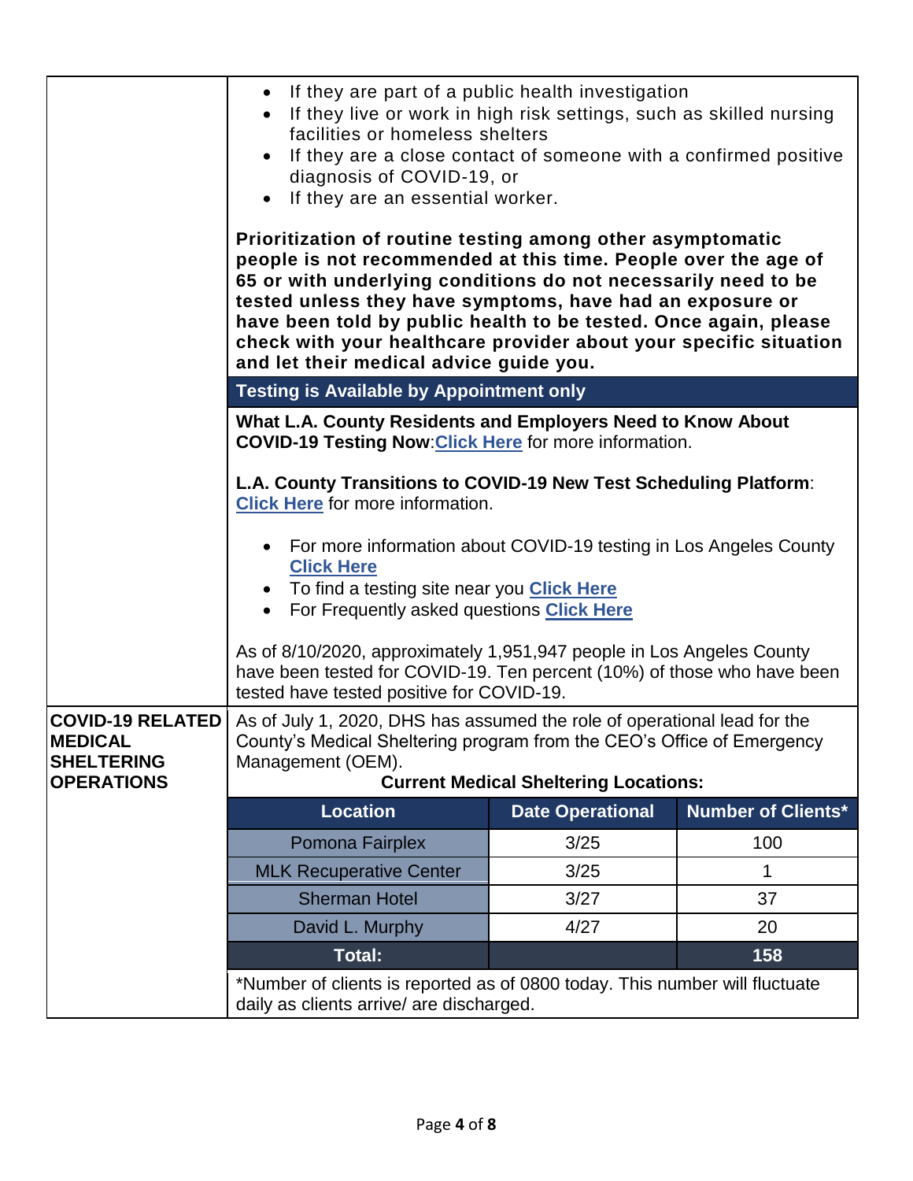- If they are part of a public health investigation
- If they live or work in high risk settings, such as skilled nursing facilities or homeless shelters
- If they are a close contact of someone with a confirmed positive diagnosis of COVID-19, or
- If they are an essential worker.

**Prioritization of routine testing among other asymptomatic people is not recommended at this time. People over the age of 65 or with underlying conditions do not necessarily need to be tested unless they have symptoms, have had an exposure or have been told by public health to be tested. Once again, please check with your healthcare provider about your specific situation and let their medical advice guide you.**

**Testing is Available by Appointment only**

**What L.A. County Residents and Employers Need to Know About COVID-19 Testing Now**:**Click Here** for more information.

**L.A. County Transitions to COVID-19 New Test Scheduling Platform**: **Click Here** for more information.

- For more information about COVID-19 testing in Los Angeles County **Click Here**
- To find a testing site near you **Click Here**
- For Frequently asked questions **Click Here**

As of 8/10/2020, approximately 1,951,947 people in Los Angeles County have been tested for COVID-19. Ten percent (10%) of those who have been tested have tested positive for COVID-19.

## COVID-19 RELATED MEDICAL SHELTERING OPERATIONS

As of July 1, 2020, DHS has assumed the role of operational lead for the County's Medical Sheltering program from the CEO's Office of Emergency Management (OEM).

**Current Medical Sheltering Locations:**

| Location | Date Operational | Number of Clients* |
|---|---|---|
| Pomona Fairplex | 3/25 | 100 |
| MLK Recuperative Center | 3/25 | 1 |
| Sherman Hotel | 3/27 | 37 |
| David L. Murphy | 4/27 | 20 |
| **Total:** | | **158** |

*Number of clients is reported as of 0800 today. This number will fluctuate daily as clients arrive/ are discharged.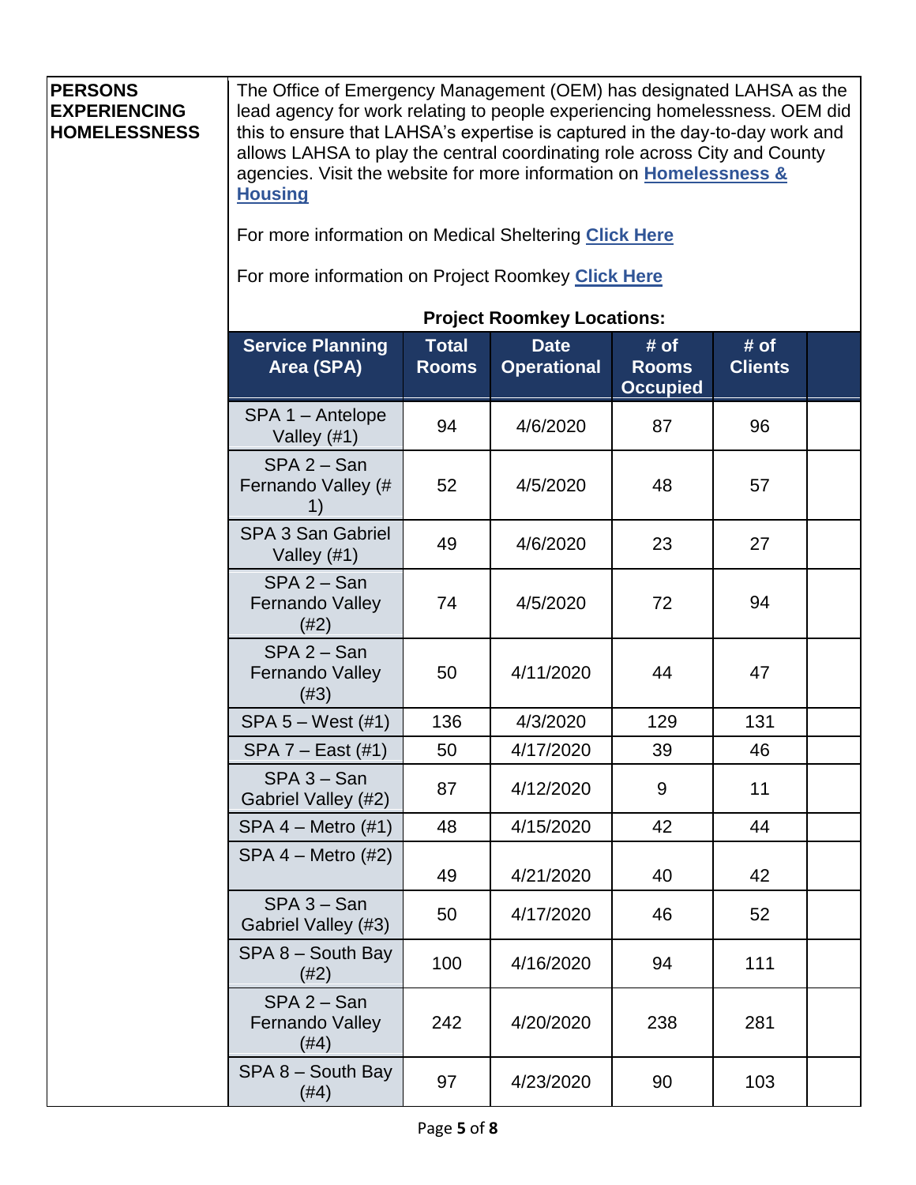**PERSONS EXPERIENCING HOMELESSNESS**

The Office of Emergency Management (OEM) has designated LAHSA as the lead agency for work relating to people experiencing homelessness. OEM did this to ensure that LAHSA's expertise is captured in the day-to-day work and allows LAHSA to play the central coordinating role across City and County agencies. Visit the website for more information on **Homelessness & Housing**

For more information on Medical Sheltering **Click Here**

For more information on Project Roomkey **Click Here**

**Project Roomkey Locations:**

| Service Planning Area (SPA) | Total Rooms | Date Operational | # of Rooms Occupied | # of Clients | |
|---|---|---|---|---|---|
| SPA 1 – Antelope Valley (#1) | 94 | 4/6/2020 | 87 | 96 | |
| SPA 2 – San Fernando Valley (# 1) | 52 | 4/5/2020 | 48 | 57 | |
| SPA 3 San Gabriel Valley (#1) | 49 | 4/6/2020 | 23 | 27 | |
| SPA 2 – San Fernando Valley (#2) | 74 | 4/5/2020 | 72 | 94 | |
| SPA 2 – San Fernando Valley (#3) | 50 | 4/11/2020 | 44 | 47 | |
| SPA 5 – West (#1) | 136 | 4/3/2020 | 129 | 131 | |
| SPA 7 – East (#1) | 50 | 4/17/2020 | 39 | 46 | |
| SPA 3 – San Gabriel Valley (#2) | 87 | 4/12/2020 | 9 | 11 | |
| SPA 4 – Metro (#1) | 48 | 4/15/2020 | 42 | 44 | |
| SPA 4 – Metro (#2) | 49 | 4/21/2020 | 40 | 42 | |
| SPA 3 – San Gabriel Valley (#3) | 50 | 4/17/2020 | 46 | 52 | |
| SPA 8 – South Bay (#2) | 100 | 4/16/2020 | 94 | 111 | |
| SPA 2 – San Fernando Valley (#4) | 242 | 4/20/2020 | 238 | 281 | |
| SPA 8 – South Bay (#4) | 97 | 4/23/2020 | 90 | 103 | |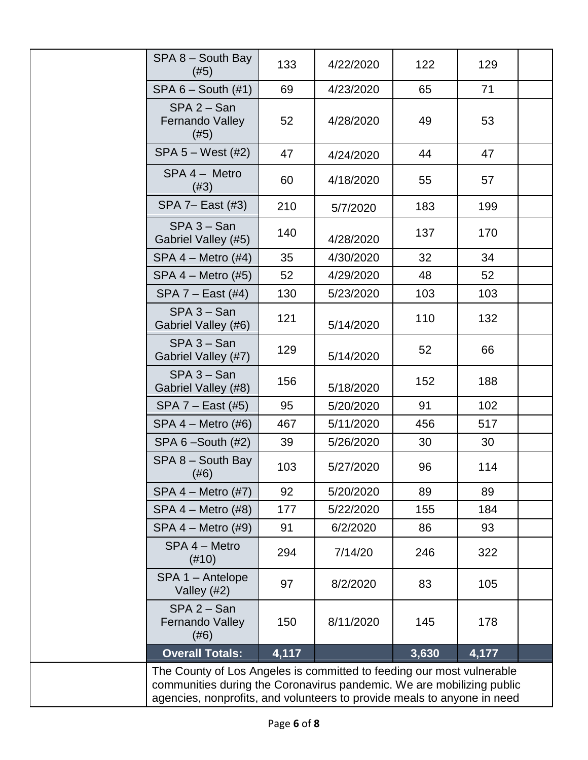| | | | | | | |
|---|---|---|---|---|---|---|
| | SPA 8 – South Bay (#5) | 133 | 4/22/2020 | 122 | 129 | |
| | SPA 6 – South (#1) | 69 | 4/23/2020 | 65 | 71 | |
| | SPA 2 – San Fernando Valley (#5) | 52 | 4/28/2020 | 49 | 53 | |
| | SPA 5 – West (#2) | 47 | 4/24/2020 | 44 | 47 | |
| | SPA 4 – Metro (#3) | 60 | 4/18/2020 | 55 | 57 | |
| | SPA 7– East (#3) | 210 | 5/7/2020 | 183 | 199 | |
| | SPA 3 – San Gabriel Valley (#5) | 140 | 4/28/2020 | 137 | 170 | |
| | SPA 4 – Metro (#4) | 35 | 4/30/2020 | 32 | 34 | |
| | SPA 4 – Metro (#5) | 52 | 4/29/2020 | 48 | 52 | |
| | SPA 7 – East (#4) | 130 | 5/23/2020 | 103 | 103 | |
| | SPA 3 – San Gabriel Valley (#6) | 121 | 5/14/2020 | 110 | 132 | |
| | SPA 3 – San Gabriel Valley (#7) | 129 | 5/14/2020 | 52 | 66 | |
| | SPA 3 – San Gabriel Valley (#8) | 156 | 5/18/2020 | 152 | 188 | |
| | SPA 7 – East (#5) | 95 | 5/20/2020 | 91 | 102 | |
| | SPA 4 – Metro (#6) | 467 | 5/11/2020 | 456 | 517 | |
| | SPA 6 –South (#2) | 39 | 5/26/2020 | 30 | 30 | |
| | SPA 8 – South Bay (#6) | 103 | 5/27/2020 | 96 | 114 | |
| | SPA 4 – Metro (#7) | 92 | 5/20/2020 | 89 | 89 | |
| | SPA 4 – Metro (#8) | 177 | 5/22/2020 | 155 | 184 | |
| | SPA 4 – Metro (#9) | 91 | 6/2/2020 | 86 | 93 | |
| | SPA 4 – Metro (#10) | 294 | 7/14/20 | 246 | 322 | |
| | SPA 1 – Antelope Valley (#2) | 97 | 8/2/2020 | 83 | 105 | |
| | SPA 2 – San Fernando Valley (#6) | 150 | 8/11/2020 | 145 | 178 | |
| | **Overall Totals:** | **4,117** | | **3,630** | **4,177** | |
| | The County of Los Angeles is committed to feeding our most vulnerable communities during the Coronavirus pandemic. We are mobilizing public agencies, nonprofits, and volunteers to provide meals to anyone in need | | | | | |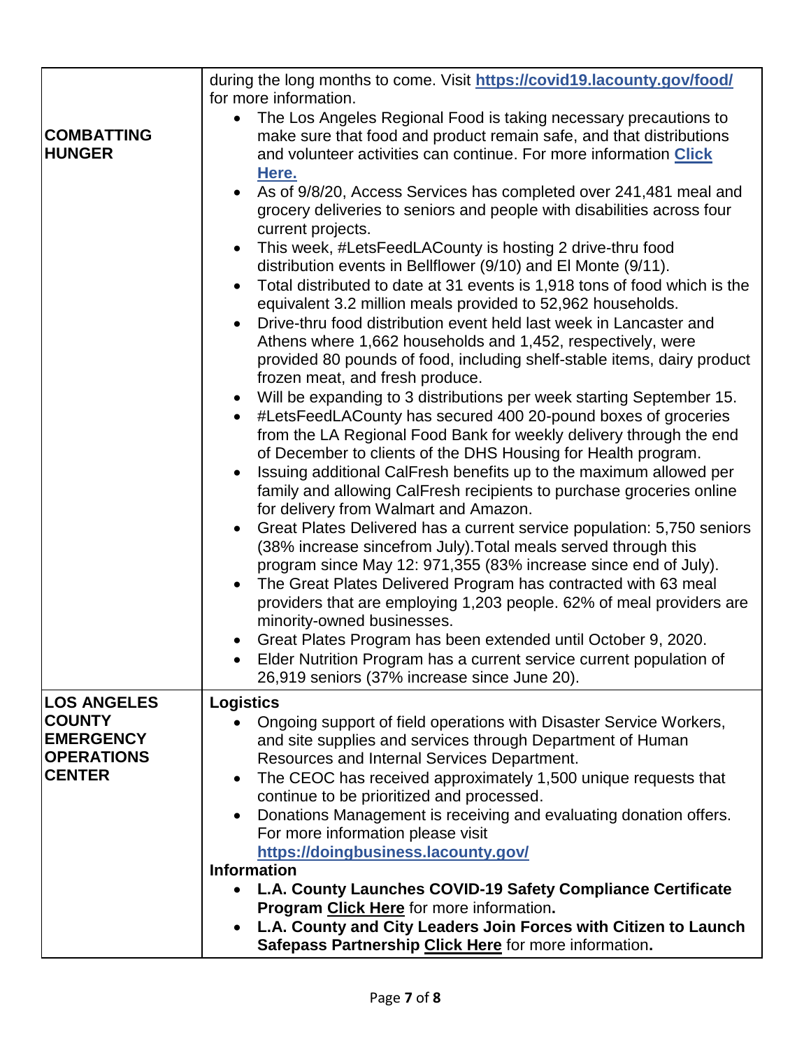| | |
|---|---|
| **COMBATTING HUNGER** | during the long months to come. Visit **https://covid19.lacounty.gov/food/** for more information.<br>• The Los Angeles Regional Food is taking necessary precautions to make sure that food and product remain safe, and that distributions and volunteer activities can continue. For more information **Click Here.**<br>• As of 9/8/20, Access Services has completed over 241,481 meal and grocery deliveries to seniors and people with disabilities across four current projects.<br>• This week, #LetsFeedLACounty is hosting 2 drive-thru food distribution events in Bellflower (9/10) and El Monte (9/11).<br>• Total distributed to date at 31 events is 1,918 tons of food which is the equivalent 3.2 million meals provided to 52,962 households.<br>• Drive-thru food distribution event held last week in Lancaster and Athens where 1,662 households and 1,452, respectively, were provided 80 pounds of food, including shelf-stable items, dairy product frozen meat, and fresh produce.<br>• Will be expanding to 3 distributions per week starting September 15.<br>• #LetsFeedLACounty has secured 400 20-pound boxes of groceries from the LA Regional Food Bank for weekly delivery through the end of December to clients of the DHS Housing for Health program.<br>• Issuing additional CalFresh benefits up to the maximum allowed per family and allowing CalFresh recipients to purchase groceries online for delivery from Walmart and Amazon.<br>• Great Plates Delivered has a current service population: 5,750 seniors (38% increase sincefrom July).Total meals served through this program since May 12: 971,355 (83% increase since end of July).<br>• The Great Plates Delivered Program has contracted with 63 meal providers that are employing 1,203 people. 62% of meal providers are minority-owned businesses.<br>• Great Plates Program has been extended until October 9, 2020.<br>• Elder Nutrition Program has a current service current population of 26,919 seniors (37% increase since June 20). |
| **LOS ANGELES COUNTY EMERGENCY OPERATIONS CENTER** | **Logistics**<br>• Ongoing support of field operations with Disaster Service Workers, and site supplies and services through Department of Human Resources and Internal Services Department.<br>• The CEOC has received approximately 1,500 unique requests that continue to be prioritized and processed.<br>• Donations Management is receiving and evaluating donation offers. For more information please visit **https://doingbusiness.lacounty.gov/**<br>**Information**<br>• **L.A. County Launches COVID-19 Safety Compliance Certificate Program** Click Here for more information**.**<br>• **L.A. County and City Leaders Join Forces with Citizen to Launch Safepass Partnership** Click Here for more information**.** |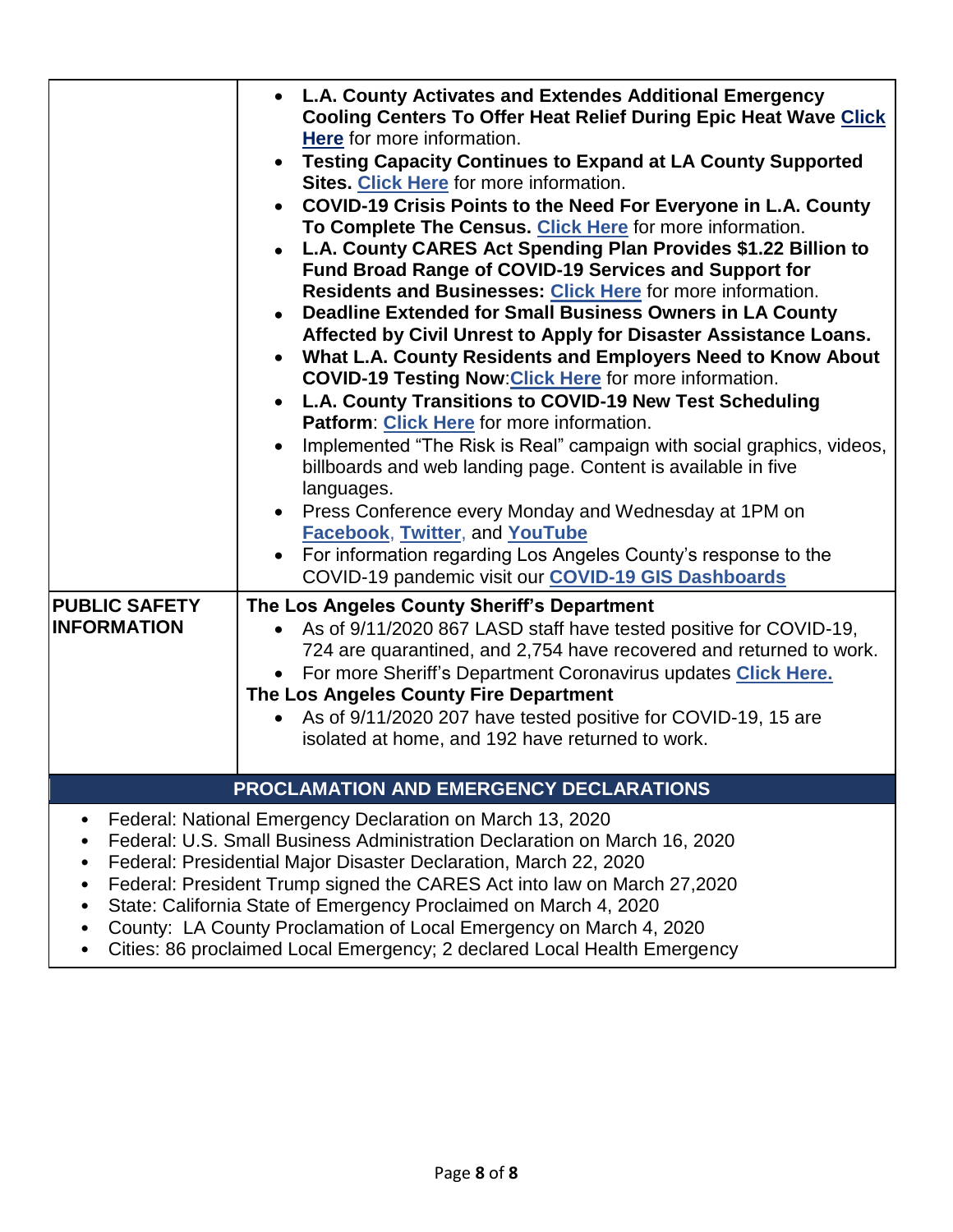| | |
|---|---|
| | • **L.A. County Activates and Extendes Additional Emergency Cooling Centers To Offer Heat Relief During Epic Heat Wave** **Click Here** for more information.<br>• **Testing Capacity Continues to Expand at LA County Supported Sites.** **Click Here** for more information.<br>• **COVID-19 Crisis Points to the Need For Everyone in L.A. County To Complete The Census.** **Click Here** for more information.<br>• **L.A. County CARES Act Spending Plan Provides $1.22 Billion to Fund Broad Range of COVID-19 Services and Support for Residents and Businesses:** **Click Here** for more information.<br>• **Deadline Extended for Small Business Owners in LA County Affected by Civil Unrest to Apply for Disaster Assistance Loans.**<br>• **What L.A. County Residents and Employers Need to Know About COVID-19 Testing Now**:**Click Here** for more information.<br>• **L.A. County Transitions to COVID-19 New Test Scheduling Patform**: **Click Here** for more information.<br>• Implemented "The Risk is Real" campaign with social graphics, videos, billboards and web landing page. Content is available in five languages.<br>• Press Conference every Monday and Wednesday at 1PM on **Facebook**, **Twitter**, and **YouTube**<br>• For information regarding Los Angeles County's response to the COVID-19 pandemic visit our **COVID-19 GIS Dashboards** |
| **PUBLIC SAFETY INFORMATION** | **The Los Angeles County Sheriff's Department**<br>• As of 9/11/2020 867 LASD staff have tested positive for COVID-19, 724 are quarantined, and 2,754 have recovered and returned to work.<br>• For more Sheriff's Department Coronavirus updates **Click Here.**<br>**The Los Angeles County Fire Department**<br>• As of 9/11/2020 207 have tested positive for COVID-19, 15 are isolated at home, and 192 have returned to work. |

## PROCLAMATION AND EMERGENCY DECLARATIONS

- Federal: National Emergency Declaration on March 13, 2020
- Federal: U.S. Small Business Administration Declaration on March 16, 2020
- Federal: Presidential Major Disaster Declaration, March 22, 2020
- Federal: President Trump signed the CARES Act into law on March 27,2020
- State: California State of Emergency Proclaimed on March 4, 2020
- County: LA County Proclamation of Local Emergency on March 4, 2020
- Cities: 86 proclaimed Local Emergency; 2 declared Local Health Emergency